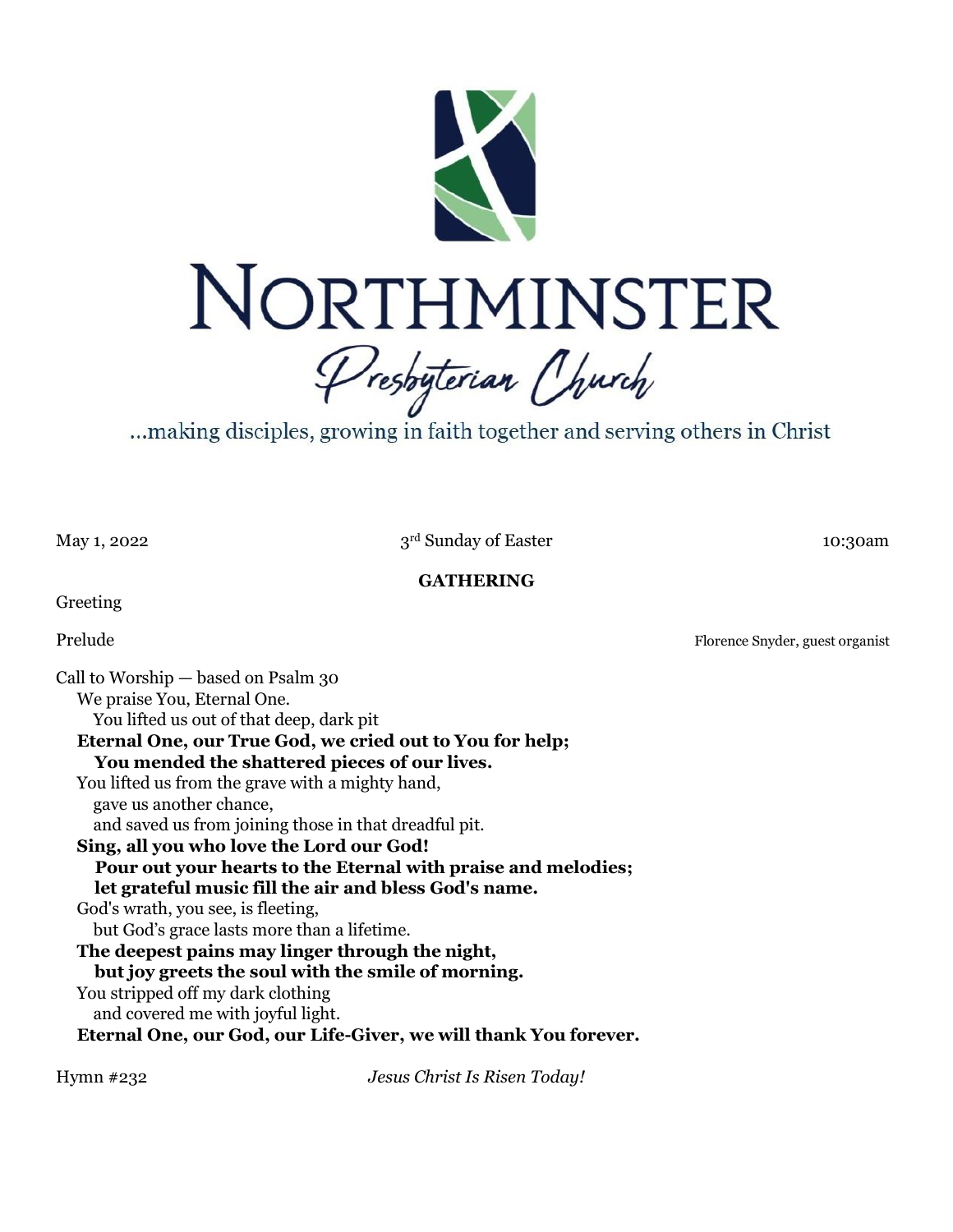# NORTHMINSTER
## Presbyterian Church

...making disciples, growing in faith together and serving others in Christ

May 1, 2022 — 3rd Sunday of Easter — 10:30am

### GATHERING

Greeting

Prelude — Florence Snyder, guest organist

Call to Worship — based on Psalm 30

We praise You, Eternal One.
  You lifted us out of that deep, dark pit
**Eternal One, our True God, we cried out to You for help;**
  **You mended the shattered pieces of our lives.**
You lifted us from the grave with a mighty hand,
  gave us another chance,
  and saved us from joining those in that dreadful pit.
**Sing, all you who love the Lord our God!**
  **Pour out your hearts to the Eternal with praise and melodies;**
  **let grateful music fill the air and bless God's name.**
God's wrath, you see, is fleeting,
  but God's grace lasts more than a lifetime.
**The deepest pains may linger through the night,**
  **but joy greets the soul with the smile of morning.**
You stripped off my dark clothing
  and covered me with joyful light.
**Eternal One, our God, our Life-Giver, we will thank You forever.**

Hymn #232 — *Jesus Christ Is Risen Today!*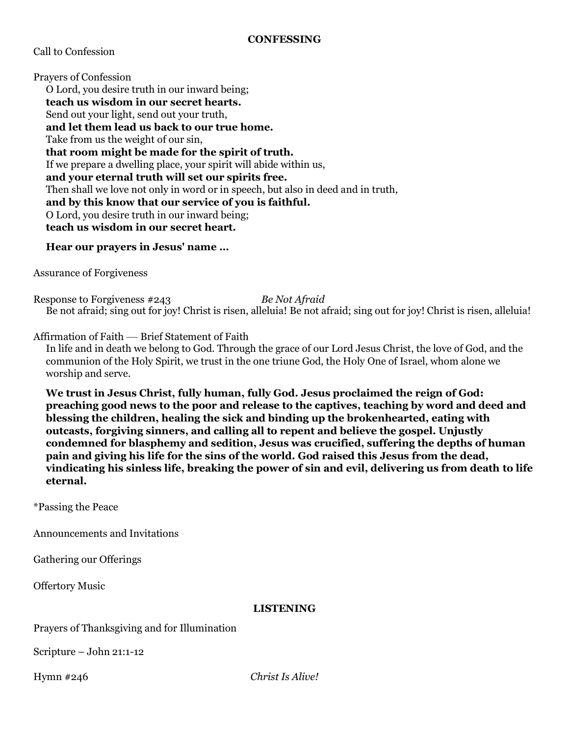## CONFESSING

Call to Confession

Prayers of Confession

O Lord, you desire truth in our inward being;
**teach us wisdom in our secret hearts.**
Send out your light, send out your truth,
**and let them lead us back to our true home.**
Take from us the weight of our sin,
**that room might be made for the spirit of truth.**
If we prepare a dwelling place, your spirit will abide within us,
**and your eternal truth will set our spirits free.**
Then shall we love not only in word or in speech, but also in deed and in truth,
**and by this know that our service of you is faithful.**
O Lord, you desire truth in our inward being;
**teach us wisdom in our secret heart.**

**Hear our prayers in Jesus' name …**

Assurance of Forgiveness

Response to Forgiveness #243 *Be Not Afraid*

Be not afraid; sing out for joy! Christ is risen, alleluia! Be not afraid; sing out for joy! Christ is risen, alleluia!

Affirmation of Faith — Brief Statement of Faith

In life and in death we belong to God. Through the grace of our Lord Jesus Christ, the love of God, and the communion of the Holy Spirit, we trust in the one triune God, the Holy One of Israel, whom alone we worship and serve.

**We trust in Jesus Christ, fully human, fully God. Jesus proclaimed the reign of God: preaching good news to the poor and release to the captives, teaching by word and deed and blessing the children, healing the sick and binding up the brokenhearted, eating with outcasts, forgiving sinners, and calling all to repent and believe the gospel. Unjustly condemned for blasphemy and sedition, Jesus was crucified, suffering the depths of human pain and giving his life for the sins of the world. God raised this Jesus from the dead, vindicating his sinless life, breaking the power of sin and evil, delivering us from death to life eternal.**

*Passing the Peace

Announcements and Invitations

Gathering our Offerings

Offertory Music

## LISTENING

Prayers of Thanksgiving and for Illumination

Scripture – John 21:1-12

Hymn #246 *Christ Is Alive!*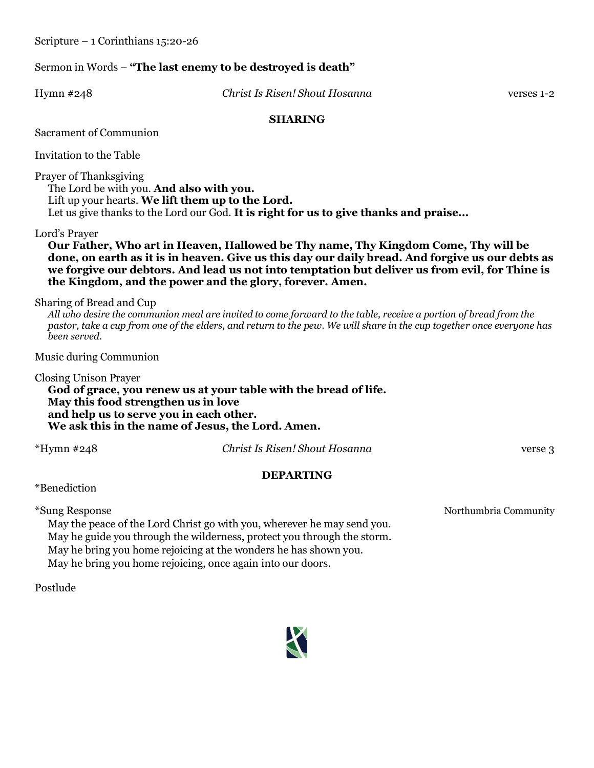Scripture – 1 Corinthians 15:20-26

Sermon in Words – **"The last enemy to be destroyed is death"**

Hymn #248 *Christ Is Risen! Shout Hosanna* verses 1-2

## SHARING

Sacrament of Communion

Invitation to the Table

Prayer of Thanksgiving

The Lord be with you. **And also with you.**
Lift up your hearts. **We lift them up to the Lord.**
Let us give thanks to the Lord our God. **It is right for us to give thanks and praise…**

Lord's Prayer

**Our Father, Who art in Heaven, Hallowed be Thy name, Thy Kingdom Come, Thy will be done, on earth as it is in heaven. Give us this day our daily bread. And forgive us our debts as we forgive our debtors. And lead us not into temptation but deliver us from evil, for Thine is the Kingdom, and the power and the glory, forever. Amen.**

Sharing of Bread and Cup

*All who desire the communion meal are invited to come forward to the table, receive a portion of bread from the pastor, take a cup from one of the elders, and return to the pew. We will share in the cup together once everyone has been served.*

Music during Communion

Closing Unison Prayer

**God of grace, you renew us at your table with the bread of life.**
**May this food strengthen us in love**
**and help us to serve you in each other.**
**We ask this in the name of Jesus, the Lord. Amen.**

*Hymn #248 *Christ Is Risen! Shout Hosanna* verse 3

## DEPARTING

*Benediction

*Sung Response Northumbria Community

May the peace of the Lord Christ go with you, wherever he may send you.
May he guide you through the wilderness, protect you through the storm.
May he bring you home rejoicing at the wonders he has shown you.
May he bring you home rejoicing, once again into our doors.

Postlude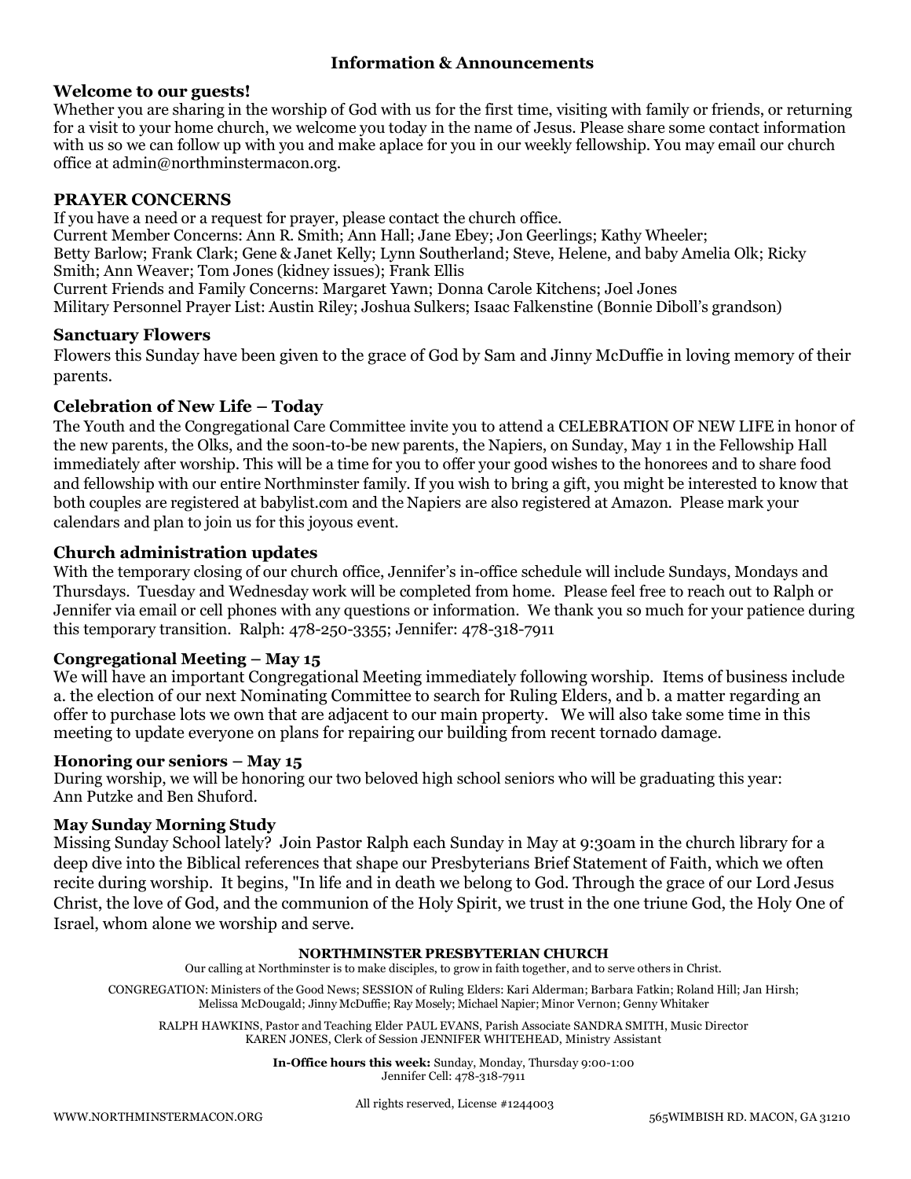## Information & Announcements

### Welcome to our guests!

Whether you are sharing in the worship of God with us for the first time, visiting with family or friends, or returning for a visit to your home church, we welcome you today in the name of Jesus. Please share some contact information with us so we can follow up with you and make aplace for you in our weekly fellowship. You may email our church office at admin@northminstermacon.org.

### PRAYER CONCERNS

If you have a need or a request for prayer, please contact the church office.
Current Member Concerns: Ann R. Smith; Ann Hall; Jane Ebey; Jon Geerlings; Kathy Wheeler; Betty Barlow; Frank Clark; Gene & Janet Kelly; Lynn Southerland; Steve, Helene, and baby Amelia Olk; Ricky Smith; Ann Weaver; Tom Jones (kidney issues); Frank Ellis
Current Friends and Family Concerns: Margaret Yawn; Donna Carole Kitchens; Joel Jones
Military Personnel Prayer List: Austin Riley; Joshua Sulkers; Isaac Falkenstine (Bonnie Diboll's grandson)

### Sanctuary Flowers

Flowers this Sunday have been given to the grace of God by Sam and Jinny McDuffie in loving memory of their parents.

### Celebration of New Life – Today

The Youth and the Congregational Care Committee invite you to attend a CELEBRATION OF NEW LIFE in honor of the new parents, the Olks, and the soon-to-be new parents, the Napiers, on Sunday, May 1 in the Fellowship Hall immediately after worship. This will be a time for you to offer your good wishes to the honorees and to share food and fellowship with our entire Northminster family. If you wish to bring a gift, you might be interested to know that both couples are registered at babylist.com and the Napiers are also registered at Amazon. Please mark your calendars and plan to join us for this joyous event.

### Church administration updates

With the temporary closing of our church office, Jennifer's in-office schedule will include Sundays, Mondays and Thursdays. Tuesday and Wednesday work will be completed from home. Please feel free to reach out to Ralph or Jennifer via email or cell phones with any questions or information. We thank you so much for your patience during this temporary transition. Ralph: 478-250-3355; Jennifer: 478-318-7911

### Congregational Meeting – May 15

We will have an important Congregational Meeting immediately following worship. Items of business include a. the election of our next Nominating Committee to search for Ruling Elders, and b. a matter regarding an offer to purchase lots we own that are adjacent to our main property. We will also take some time in this meeting to update everyone on plans for repairing our building from recent tornado damage.

### Honoring our seniors – May 15

During worship, we will be honoring our two beloved high school seniors who will be graduating this year: Ann Putzke and Ben Shuford.

### May Sunday Morning Study

Missing Sunday School lately? Join Pastor Ralph each Sunday in May at 9:30am in the church library for a deep dive into the Biblical references that shape our Presbyterians Brief Statement of Faith, which we often recite during worship. It begins, "In life and in death we belong to God. Through the grace of our Lord Jesus Christ, the love of God, and the communion of the Holy Spirit, we trust in the one triune God, the Holy One of Israel, whom alone we worship and serve.

**NORTHMINSTER PRESBYTERIAN CHURCH**

Our calling at Northminster is to make disciples, to grow in faith together, and to serve others in Christ.

CONGREGATION: Ministers of the Good News; SESSION of Ruling Elders: Kari Alderman; Barbara Fatkin; Roland Hill; Jan Hirsh; Melissa McDougald; Jinny McDuffie; Ray Mosely; Michael Napier; Minor Vernon; Genny Whitaker

RALPH HAWKINS, Pastor and Teaching Elder PAUL EVANS, Parish Associate SANDRA SMITH, Music Director KAREN JONES, Clerk of Session JENNIFER WHITEHEAD, Ministry Assistant

**In-Office hours this week:** Sunday, Monday, Thursday 9:00-1:00
Jennifer Cell: 478-318-7911

All rights reserved, License #1244003

WWW.NORTHMINSTERMACON.ORG 565WIMBISH RD. MACON, GA 31210